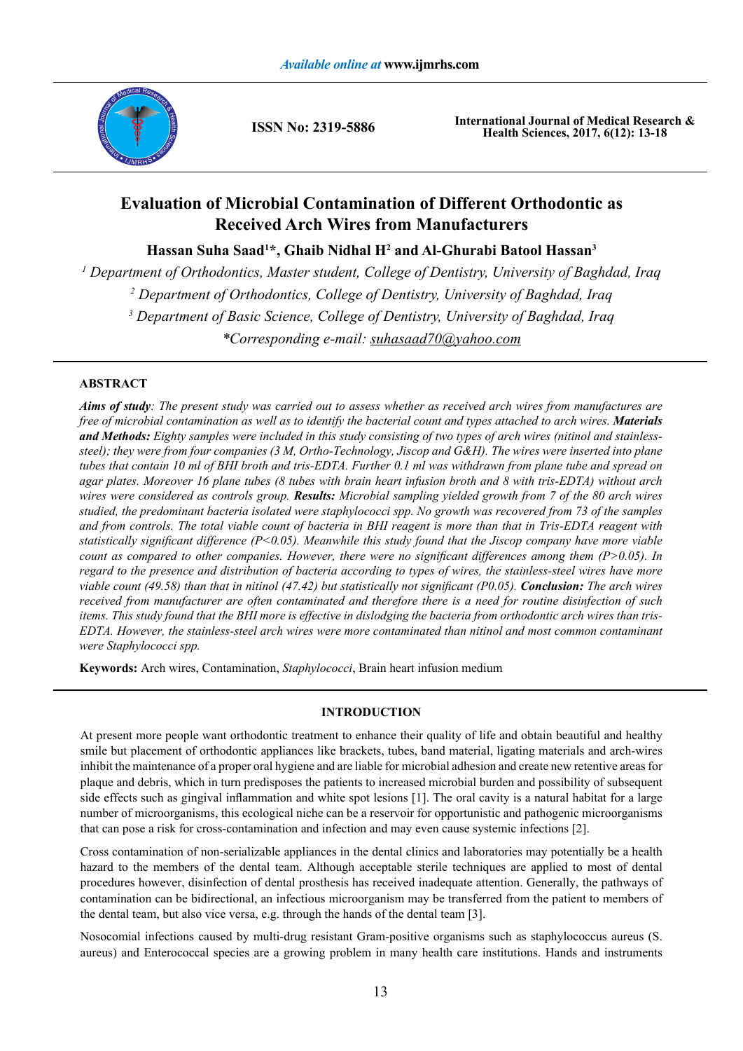# Evaluation of Microbial Contamination of Different Orthodontic as Received Arch Wires from Manufacturers

**Hassan Suha Saad[1]*, Ghaib Nidhal H[2] and Al-Ghurabi Batool Hassan[3]**

*[1] Department of Orthodontics, Master student, College of Dentistry, University of Baghdad, Iraq*

*[2] Department of Orthodontics, College of Dentistry, University of Baghdad, Iraq*

*[3] Department of Basic Science, College of Dentistry, University of Baghdad, Iraq*

**Corresponding e-mail: suhasaad70@yahoo.com*

## ABSTRACT

***Aims of study**: The present study was carried out to assess whether as received arch wires from manufactures are free of microbial contamination as well as to identify the bacterial count and types attached to arch wires.* ***Materials and Methods:*** *Eighty samples were included in this study consisting of two types of arch wires (nitinol and stainless-steel); they were from four companies (3 M, Ortho-Technology, Jiscop and G&H). The wires were inserted into plane tubes that contain 10 ml of BHI broth and tris-EDTA. Further 0.1 ml was withdrawn from plane tube and spread on agar plates. Moreover 16 plane tubes (8 tubes with brain heart infusion broth and 8 with tris-EDTA) without arch wires were considered as controls group.* ***Results:*** *Microbial sampling yielded growth from 7 of the 80 arch wires studied, the predominant bacteria isolated were staphylococci spp. No growth was recovered from 73 of the samples and from controls. The total viable count of bacteria in BHI reagent is more than that in Tris-EDTA reagent with statistically significant difference (P<0.05). Meanwhile this study found that the Jiscop company have more viable count as compared to other companies. However, there were no significant differences among them (P>0.05). In regard to the presence and distribution of bacteria according to types of wires, the stainless-steel wires have more viable count (49.58) than that in nitinol (47.42) but statistically not significant (P0.05).* ***Conclusion:*** *The arch wires received from manufacturer are often contaminated and therefore there is a need for routine disinfection of such items. This study found that the BHI more is effective in dislodging the bacteria from orthodontic arch wires than tris-EDTA. However, the stainless-steel arch wires were more contaminated than nitinol and most common contaminant were Staphylococci spp.*

**Keywords:** Arch wires, Contamination, *Staphylococci*, Brain heart infusion medium

## INTRODUCTION

At present more people want orthodontic treatment to enhance their quality of life and obtain beautiful and healthy smile but placement of orthodontic appliances like brackets, tubes, band material, ligating materials and arch-wires inhibit the maintenance of a proper oral hygiene and are liable for microbial adhesion and create new retentive areas for plaque and debris, which in turn predisposes the patients to increased microbial burden and possibility of subsequent side effects such as gingival inflammation and white spot lesions [1]. The oral cavity is a natural habitat for a large number of microorganisms, this ecological niche can be a reservoir for opportunistic and pathogenic microorganisms that can pose a risk for cross-contamination and infection and may even cause systemic infections [2].

Cross contamination of non-serializable appliances in the dental clinics and laboratories may potentially be a health hazard to the members of the dental team. Although acceptable sterile techniques are applied to most of dental procedures however, disinfection of dental prosthesis has received inadequate attention. Generally, the pathways of contamination can be bidirectional, an infectious microorganism may be transferred from the patient to members of the dental team, but also vice versa, e.g. through the hands of the dental team [3].

Nosocomial infections caused by multi-drug resistant Gram-positive organisms such as staphylococcus aureus (S. aureus) and Enterococcal species are a growing problem in many health care institutions. Hands and instruments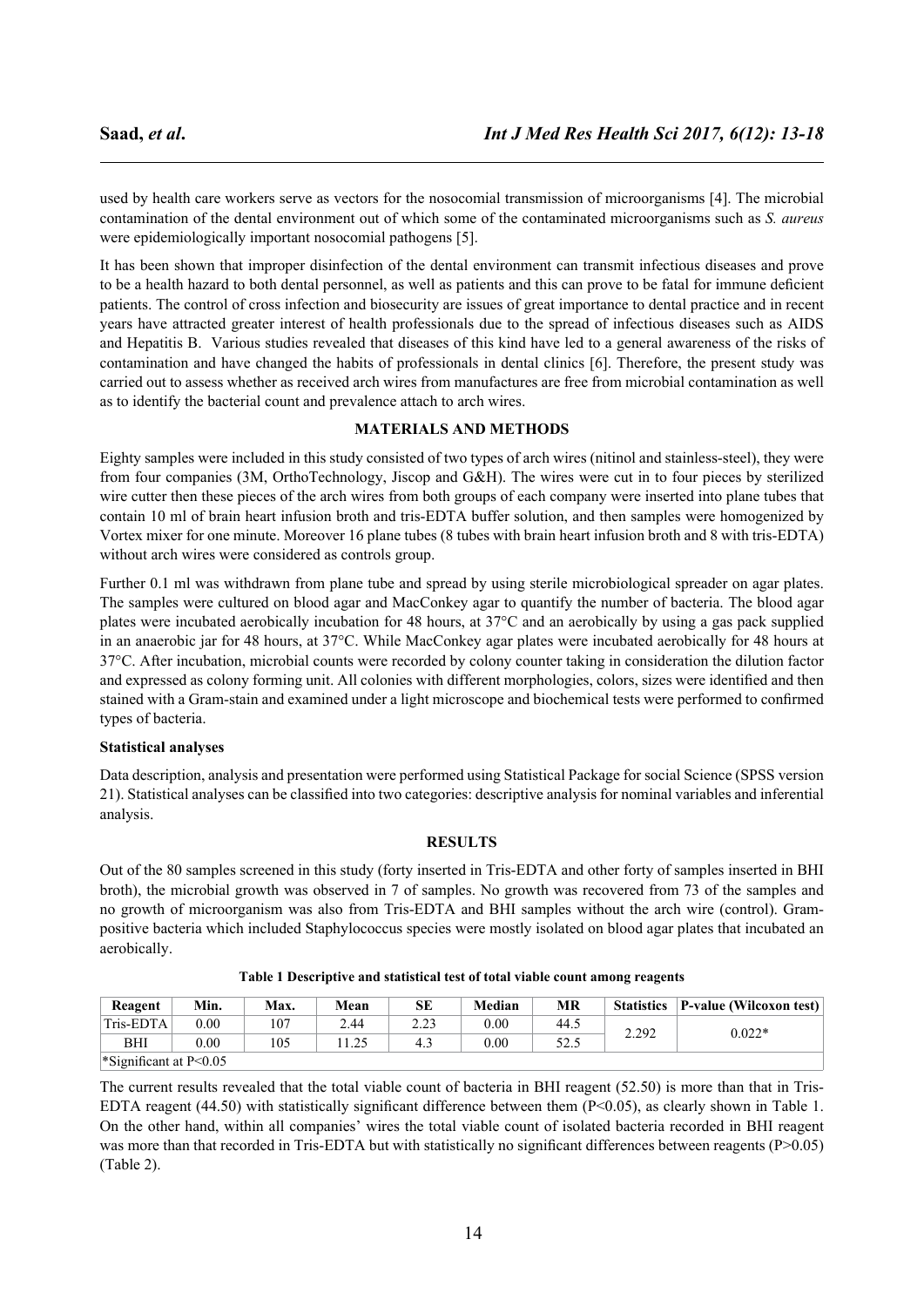used by health care workers serve as vectors for the nosocomial transmission of microorganisms [4]. The microbial contamination of the dental environment out of which some of the contaminated microorganisms such as *S. aureus* were epidemiologically important nosocomial pathogens [5].

It has been shown that improper disinfection of the dental environment can transmit infectious diseases and prove to be a health hazard to both dental personnel, as well as patients and this can prove to be fatal for immune deficient patients. The control of cross infection and biosecurity are issues of great importance to dental practice and in recent years have attracted greater interest of health professionals due to the spread of infectious diseases such as AIDS and Hepatitis B. Various studies revealed that diseases of this kind have led to a general awareness of the risks of contamination and have changed the habits of professionals in dental clinics [6]. Therefore, the present study was carried out to assess whether as received arch wires from manufactures are free from microbial contamination as well as to identify the bacterial count and prevalence attach to arch wires.

## MATERIALS AND METHODS

Eighty samples were included in this study consisted of two types of arch wires (nitinol and stainless-steel), they were from four companies (3M, OrthoTechnology, Jiscop and G&H). The wires were cut in to four pieces by sterilized wire cutter then these pieces of the arch wires from both groups of each company were inserted into plane tubes that contain 10 ml of brain heart infusion broth and tris-EDTA buffer solution, and then samples were homogenized by Vortex mixer for one minute. Moreover 16 plane tubes (8 tubes with brain heart infusion broth and 8 with tris-EDTA) without arch wires were considered as controls group.

Further 0.1 ml was withdrawn from plane tube and spread by using sterile microbiological spreader on agar plates. The samples were cultured on blood agar and MacConkey agar to quantify the number of bacteria. The blood agar plates were incubated aerobically incubation for 48 hours, at 37°C and an aerobically by using a gas pack supplied in an anaerobic jar for 48 hours, at 37°C. While MacConkey agar plates were incubated aerobically for 48 hours at 37°C. After incubation, microbial counts were recorded by colony counter taking in consideration the dilution factor and expressed as colony forming unit. All colonies with different morphologies, colors, sizes were identified and then stained with a Gram-stain and examined under a light microscope and biochemical tests were performed to confirmed types of bacteria.

### Statistical analyses

Data description, analysis and presentation were performed using Statistical Package for social Science (SPSS version 21). Statistical analyses can be classified into two categories: descriptive analysis for nominal variables and inferential analysis.

## RESULTS

Out of the 80 samples screened in this study (forty inserted in Tris-EDTA and other forty of samples inserted in BHI broth), the microbial growth was observed in 7 of samples. No growth was recovered from 73 of the samples and no growth of microorganism was also from Tris-EDTA and BHI samples without the arch wire (control). Gram-positive bacteria which included Staphylococcus species were mostly isolated on blood agar plates that incubated an aerobically.

**Table 1 Descriptive and statistical test of total viable count among reagents**

| Reagent | Min. | Max. | Mean | SE | Median | MR | Statistics | P-value (Wilcoxon test) |
|---|---|---|---|---|---|---|---|---|
| Tris-EDTA | 0.00 | 107 | 2.44 | 2.23 | 0.00 | 44.5 | 2.292 | 0.022* |
| BHI | 0.00 | 105 | 11.25 | 4.3 | 0.00 | 52.5 | | |
| *Significant at P<0.05 | | | | | | | | |

The current results revealed that the total viable count of bacteria in BHI reagent (52.50) is more than that in Tris-EDTA reagent (44.50) with statistically significant difference between them ($P<0.05$), as clearly shown in Table 1. On the other hand, within all companies' wires the total viable count of isolated bacteria recorded in BHI reagent was more than that recorded in Tris-EDTA but with statistically no significant differences between reagents ($P>0.05$) (Table 2).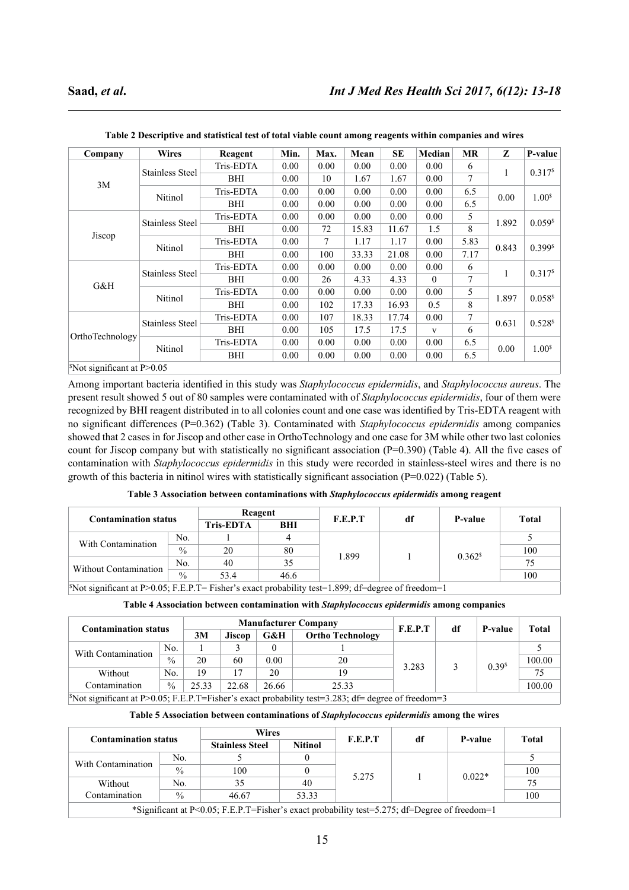**Table 2 Descriptive and statistical test of total viable count among reagents within companies and wires**

| Company | Wires | Reagent | Min. | Max. | Mean | SE | Median | MR | Z | P-value |
|---|---|---|---|---|---|---|---|---|---|---|
| 3M | Stainless Steel | Tris-EDTA | 0.00 | 0.00 | 0.00 | 0.00 | 0.00 | 6 | 1 | 0.317$ |
| | | BHI | 0.00 | 10 | 1.67 | 1.67 | 0.00 | 7 | | |
| | Nitinol | Tris-EDTA | 0.00 | 0.00 | 0.00 | 0.00 | 0.00 | 6.5 | 0.00 | 1.00$ |
| | | BHI | 0.00 | 0.00 | 0.00 | 0.00 | 0.00 | 6.5 | | |
| Jiscop | Stainless Steel | Tris-EDTA | 0.00 | 0.00 | 0.00 | 0.00 | 0.00 | 5 | 1.892 | 0.059$ |
| | | BHI | 0.00 | 72 | 15.83 | 11.67 | 1.5 | 8 | | |
| | Nitinol | Tris-EDTA | 0.00 | 7 | 1.17 | 1.17 | 0.00 | 5.83 | 0.843 | 0.399$ |
| | | BHI | 0.00 | 100 | 33.33 | 21.08 | 0.00 | 7.17 | | |
| G&H | Stainless Steel | Tris-EDTA | 0.00 | 0.00 | 0.00 | 0.00 | 0.00 | 6 | 1 | 0.317$ |
| | | BHI | 0.00 | 26 | 4.33 | 4.33 | 0 | 7 | | |
| | Nitinol | Tris-EDTA | 0.00 | 0.00 | 0.00 | 0.00 | 0.00 | 5 | 1.897 | 0.058$ |
| | | BHI | 0.00 | 102 | 17.33 | 16.93 | 0.5 | 8 | | |
| OrthoTechnology | Stainless Steel | Tris-EDTA | 0.00 | 107 | 18.33 | 17.74 | 0.00 | 7 | 0.631 | 0.528$ |
| | | BHI | 0.00 | 105 | 17.5 | 17.5 | v | 6 | | |
| | Nitinol | Tris-EDTA | 0.00 | 0.00 | 0.00 | 0.00 | 0.00 | 6.5 | 0.00 | 1.00$ |
| | | BHI | 0.00 | 0.00 | 0.00 | 0.00 | 0.00 | 6.5 | | |

$Not significant at P>0.05

Among important bacteria identified in this study was *Staphylococcus epidermidis*, and *Staphylococcus aureus*. The present result showed 5 out of 80 samples were contaminated with of *Staphylococcus epidermidis*, four of them were recognized by BHI reagent distributed in to all colonies count and one case was identified by Tris-EDTA reagent with no significant differences (P=0.362) (Table 3). Contaminated with *Staphylococcus epidermidis* among companies showed that 2 cases in for Jiscop and other case in OrthoTechnology and one case for 3M while other two last colonies count for Jiscop company but with statistically no significant association (P=0.390) (Table 4). All the five cases of contamination with *Staphylococcus epidermidis* in this study were recorded in stainless-steel wires and there is no growth of this bacteria in nitinol wires with statistically significant association (P=0.022) (Table 5).

**Table 3 Association between contaminations with *Staphylococcus epidermidis* among reagent**

| Contamination status | | Reagent | | F.E.P.T | df | P-value | Total |
|---|---|---|---|---|---|---|---|
| | | Tris-EDTA | BHI | | | | |
| With Contamination | No. | 1 | 4 | 1.899 | 1 | 0.362$ | 5 |
| | % | 20 | 80 | | | | 100 |
| Without Contamination | No. | 40 | 35 | | | | 75 |
| | % | 53.4 | 46.6 | | | | 100 |

$Not significant at P>0.05; F.E.P.T= Fisher's exact probability test=1.899; df=degree of freedom=1

**Table 4 Association between contamination with *Staphylococcus epidermidis* among companies**

| Contamination status | | Manufacturer Company | | | | F.E.P.T | df | P-value | Total |
|---|---|---|---|---|---|---|---|---|---|
| | | 3M | Jiscop | G&H | Ortho Technology | | | | |
| With Contamination | No. | 1 | 3 | 0 | 1 | 3.283 | 3 | 0.39$ | 5 |
| | % | 20 | 60 | 0.00 | 20 | | | | 100.00 |
| Without Contamination | No. | 19 | 17 | 20 | 19 | | | | 75 |
| | % | 25.33 | 22.68 | 26.66 | 25.33 | | | | 100.00 |

$Not significant at P>0.05; F.E.P.T=Fisher's exact probability test=3.283; df= degree of freedom=3

**Table 5 Association between contaminations of *Staphylococcus epidermidis* among the wires**

| Contamination status | | Wires | | F.E.P.T | df | P-value | Total |
|---|---|---|---|---|---|---|---|
| | | Stainless Steel | Nitinol | | | | |
| With Contamination | No. | 5 | 0 | 5.275 | 1 | 0.022* | 5 |
| | % | 100 | 0 | | | | 100 |
| Without Contamination | No. | 35 | 40 | | | | 75 |
| | % | 46.67 | 53.33 | | | | 100 |

*Significant at P<0.05; F.E.P.T=Fisher's exact probability test=5.275; df=Degree of freedom=1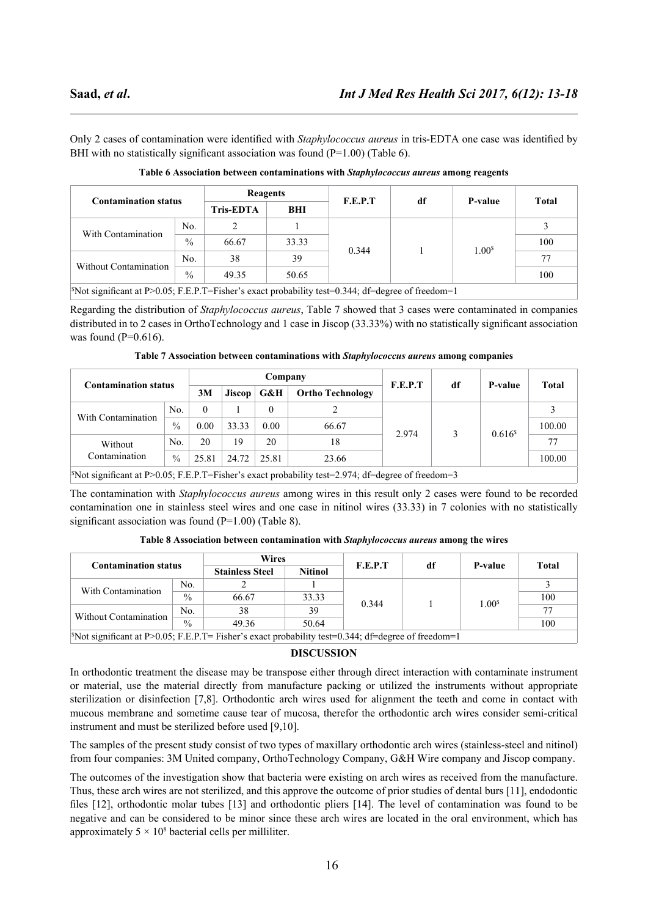Only 2 cases of contamination were identified with *Staphylococcus aureus* in tris-EDTA one case was identified by BHI with no statistically significant association was found (P=1.00) (Table 6).

**Table 6 Association between contaminations with *Staphylococcus aureus* among reagents**

| Contamination status | | Reagents | | F.E.P.T | df | P-value | Total |
|---|---|---|---|---|---|---|---|
| | | Tris-EDTA | BHI | | | | |
| With Contamination | No. | 2 | 1 | 0.344 | 1 | 1.00$ | 3 |
| | % | 66.67 | 33.33 | | | | 100 |
| Without Contamination | No. | 38 | 39 | | | | 77 |
| | % | 49.35 | 50.65 | | | | 100 |

$Not significant at P>0.05; F.E.P.T=Fisher's exact probability test=0.344; df=degree of freedom=1

Regarding the distribution of *Staphylococcus aureus*, Table 7 showed that 3 cases were contaminated in companies distributed in to 2 cases in OrthoTechnology and 1 case in Jiscop (33.33%) with no statistically significant association was found (P=0.616).

**Table 7 Association between contaminations with *Staphylococcus aureus* among companies**

| Contamination status | | Company | | | | F.E.P.T | df | P-value | Total |
|---|---|---|---|---|---|---|---|---|---|
| | | 3M | Jiscop | G&H | Ortho Technology | | | | |
| With Contamination | No. | 0 | 1 | 0 | 2 | 2.974 | 3 | 0.616$ | 3 |
| | % | 0.00 | 33.33 | 0.00 | 66.67 | | | | 100.00 |
| Without Contamination | No. | 20 | 19 | 20 | 18 | | | | 77 |
| | % | 25.81 | 24.72 | 25.81 | 23.66 | | | | 100.00 |

$Not significant at P>0.05; F.E.P.T=Fisher's exact probability test=2.974; df=degree of freedom=3

The contamination with *Staphylococcus aureus* among wires in this result only 2 cases were found to be recorded contamination one in stainless steel wires and one case in nitinol wires (33.33) in 7 colonies with no statistically significant association was found (P=1.00) (Table 8).

**Table 8 Association between contamination with *Staphylococcus aureus* among the wires**

| Contamination status | | Wires | | F.E.P.T | df | P-value | Total |
|---|---|---|---|---|---|---|---|
| | | Stainless Steel | Nitinol | | | | |
| With Contamination | No. | 2 | 1 | 0.344 | 1 | 1.00$ | 3 |
| | % | 66.67 | 33.33 | | | | 100 |
| Without Contamination | No. | 38 | 39 | | | | 77 |
| | % | 49.36 | 50.64 | | | | 100 |

$Not significant at P>0.05; F.E.P.T= Fisher's exact probability test=0.344; df=degree of freedom=1

## DISCUSSION

In orthodontic treatment the disease may be transpose either through direct interaction with contaminate instrument or material, use the material directly from manufacture packing or utilized the instruments without appropriate sterilization or disinfection [7,8]. Orthodontic arch wires used for alignment the teeth and come in contact with mucous membrane and sometime cause tear of mucosa, therefor the orthodontic arch wires consider semi-critical instrument and must be sterilized before used [9,10].

The samples of the present study consist of two types of maxillary orthodontic arch wires (stainless-steel and nitinol) from four companies: 3M United company, OrthoTechnology Company, G&H Wire company and Jiscop company.

The outcomes of the investigation show that bacteria were existing on arch wires as received from the manufacture. Thus, these arch wires are not sterilized, and this approve the outcome of prior studies of dental burs [11], endodontic files [12], orthodontic molar tubes [13] and orthodontic pliers [14]. The level of contamination was found to be negative and can be considered to be minor since these arch wires are located in the oral environment, which has approximately $5 \times 10^8$ bacterial cells per milliliter.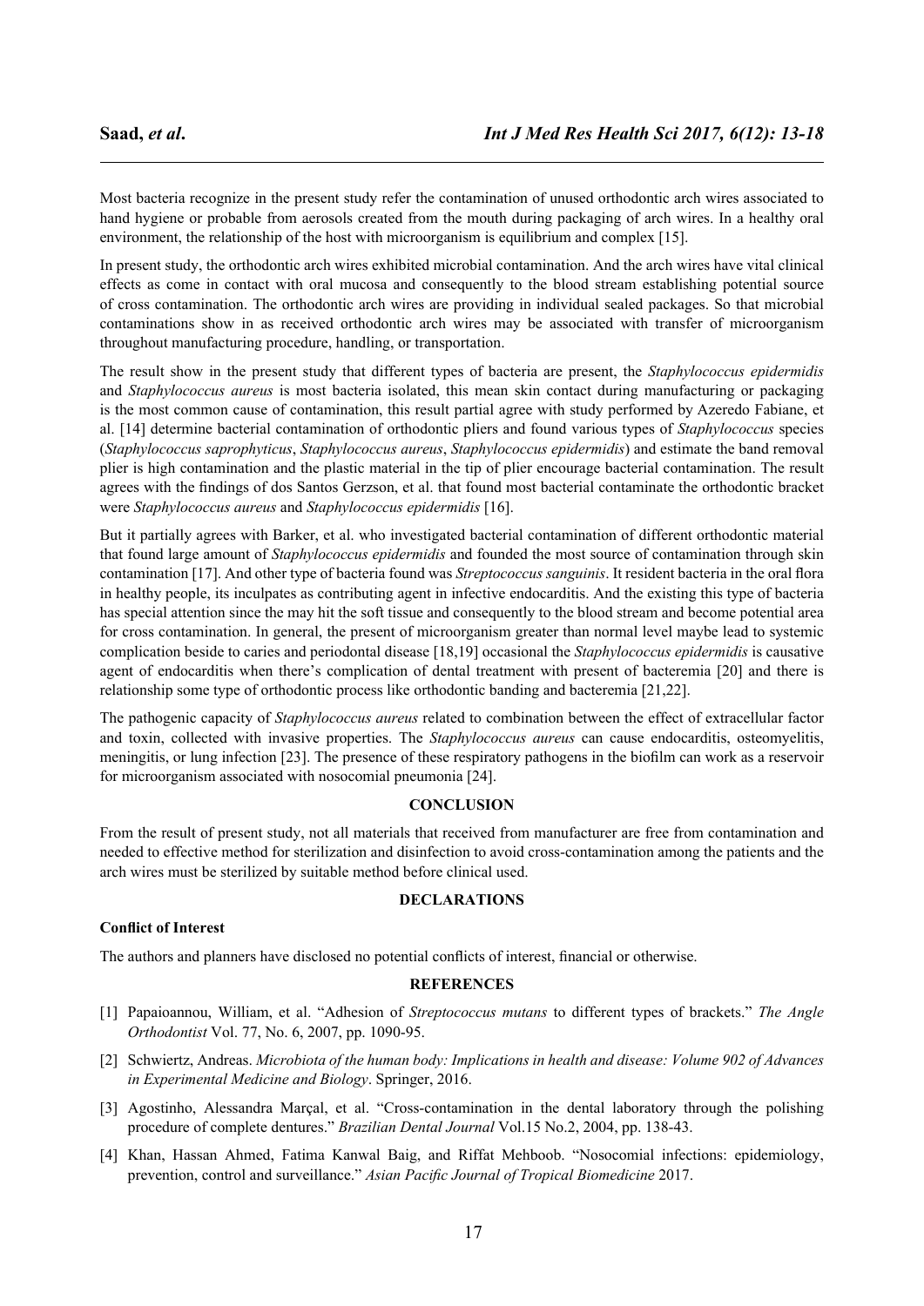Most bacteria recognize in the present study refer the contamination of unused orthodontic arch wires associated to hand hygiene or probable from aerosols created from the mouth during packaging of arch wires. In a healthy oral environment, the relationship of the host with microorganism is equilibrium and complex [15].

In present study, the orthodontic arch wires exhibited microbial contamination. And the arch wires have vital clinical effects as come in contact with oral mucosa and consequently to the blood stream establishing potential source of cross contamination. The orthodontic arch wires are providing in individual sealed packages. So that microbial contaminations show in as received orthodontic arch wires may be associated with transfer of microorganism throughout manufacturing procedure, handling, or transportation.

The result show in the present study that different types of bacteria are present, the *Staphylococcus epidermidis* and *Staphylococcus aureus* is most bacteria isolated, this mean skin contact during manufacturing or packaging is the most common cause of contamination, this result partial agree with study performed by Azeredo Fabiane, et al. [14] determine bacterial contamination of orthodontic pliers and found various types of *Staphylococcus* species (*Staphylococcus saprophyticus*, *Staphylococcus aureus*, *Staphylococcus epidermidis*) and estimate the band removal plier is high contamination and the plastic material in the tip of plier encourage bacterial contamination. The result agrees with the findings of dos Santos Gerzson, et al. that found most bacterial contaminate the orthodontic bracket were *Staphylococcus aureus* and *Staphylococcus epidermidis* [16].

But it partially agrees with Barker, et al. who investigated bacterial contamination of different orthodontic material that found large amount of *Staphylococcus epidermidis* and founded the most source of contamination through skin contamination [17]. And other type of bacteria found was *Streptococcus sanguinis*. It resident bacteria in the oral flora in healthy people, its inculpates as contributing agent in infective endocarditis. And the existing this type of bacteria has special attention since the may hit the soft tissue and consequently to the blood stream and become potential area for cross contamination. In general, the present of microorganism greater than normal level maybe lead to systemic complication beside to caries and periodontal disease [18,19] occasional the *Staphylococcus epidermidis* is causative agent of endocarditis when there's complication of dental treatment with present of bacteremia [20] and there is relationship some type of orthodontic process like orthodontic banding and bacteremia [21,22].

The pathogenic capacity of *Staphylococcus aureus* related to combination between the effect of extracellular factor and toxin, collected with invasive properties. The *Staphylococcus aureus* can cause endocarditis, osteomyelitis, meningitis, or lung infection [23]. The presence of these respiratory pathogens in the biofilm can work as a reservoir for microorganism associated with nosocomial pneumonia [24].

## CONCLUSION

From the result of present study, not all materials that received from manufacturer are free from contamination and needed to effective method for sterilization and disinfection to avoid cross-contamination among the patients and the arch wires must be sterilized by suitable method before clinical used.

## DECLARATIONS

### Conflict of Interest

The authors and planners have disclosed no potential conflicts of interest, financial or otherwise.

## REFERENCES

[1] Papaioannou, William, et al. "Adhesion of *Streptococcus mutans* to different types of brackets." *The Angle Orthodontist* Vol. 77, No. 6, 2007, pp. 1090-95.

[2] Schwiertz, Andreas. *Microbiota of the human body: Implications in health and disease: Volume 902 of Advances in Experimental Medicine and Biology*. Springer, 2016.

[3] Agostinho, Alessandra Marçal, et al. "Cross-contamination in the dental laboratory through the polishing procedure of complete dentures." *Brazilian Dental Journal* Vol.15 No.2, 2004, pp. 138-43.

[4] Khan, Hassan Ahmed, Fatima Kanwal Baig, and Riffat Mehboob. "Nosocomial infections: epidemiology, prevention, control and surveillance." *Asian Pacific Journal of Tropical Biomedicine* 2017.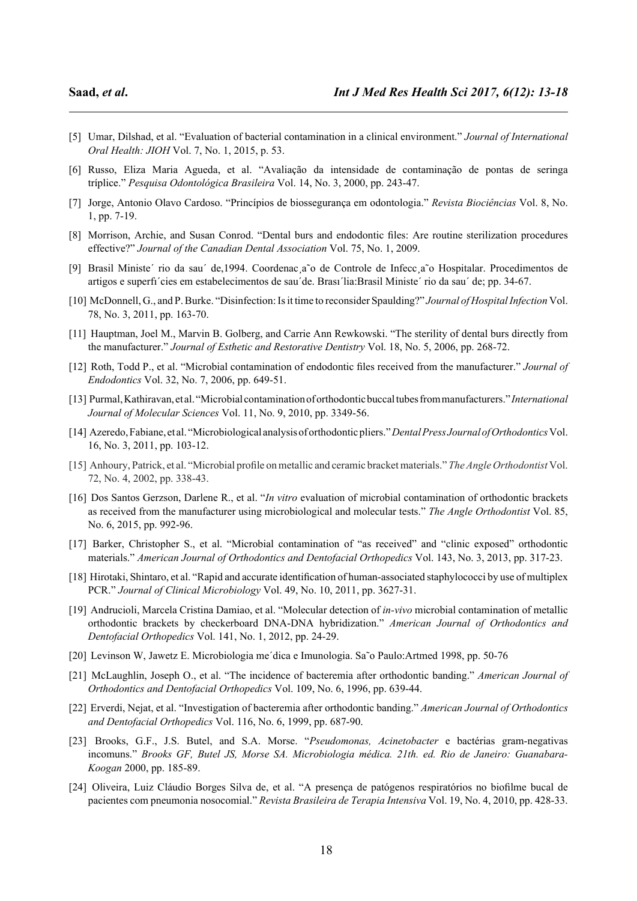[5] Umar, Dilshad, et al. "Evaluation of bacterial contamination in a clinical environment." *Journal of International Oral Health: JIOH* Vol. 7, No. 1, 2015, p. 53.

[6] Russo, Eliza Maria Agueda, et al. "Avaliação da intensidade de contaminação de pontas de seringa tríplice." *Pesquisa Odontológica Brasileira* Vol. 14, No. 3, 2000, pp. 243-47.

[7] Jorge, Antonio Olavo Cardoso. "Princípios de biossegurança em odontologia." *Revista Biociências* Vol. 8, No. 1, pp. 7-19.

[8] Morrison, Archie, and Susan Conrod. "Dental burs and endodontic files: Are routine sterilization procedures effective?" *Journal of the Canadian Dental Association* Vol. 75, No. 1, 2009.

[9] Brasil Ministe´ rio da sau´ de,1994. Coordenac¸a˜o de Controle de Infecc¸a˜o Hospitalar. Procedimentos de artigos e superfı´cies em estabelecimentos de sau´de. Brası´lia:Brasil Ministe´ rio da sau´ de; pp. 34-67.

[10] McDonnell, G., and P. Burke. "Disinfection: Is it time to reconsider Spaulding?" *Journal of Hospital Infection* Vol. 78, No. 3, 2011, pp. 163-70.

[11] Hauptman, Joel M., Marvin B. Golberg, and Carrie Ann Rewkowski. "The sterility of dental burs directly from the manufacturer." *Journal of Esthetic and Restorative Dentistry* Vol. 18, No. 5, 2006, pp. 268-72.

[12] Roth, Todd P., et al. "Microbial contamination of endodontic files received from the manufacturer." *Journal of Endodontics* Vol. 32, No. 7, 2006, pp. 649-51.

[13] Purmal, Kathiravan, et al. "Microbial contamination of orthodontic buccal tubes from manufacturers." *International Journal of Molecular Sciences* Vol. 11, No. 9, 2010, pp. 3349-56.

[14] Azeredo, Fabiane, et al. "Microbiological analysis of orthodontic pliers." *Dental Press Journal of Orthodontics* Vol. 16, No. 3, 2011, pp. 103-12.

[15] Anhoury, Patrick, et al. "Microbial profile on metallic and ceramic bracket materials." *The Angle Orthodontist* Vol. 72, No. 4, 2002, pp. 338-43.

[16] Dos Santos Gerzson, Darlene R., et al. "*In vitro* evaluation of microbial contamination of orthodontic brackets as received from the manufacturer using microbiological and molecular tests." *The Angle Orthodontist* Vol. 85, No. 6, 2015, pp. 992-96.

[17] Barker, Christopher S., et al. "Microbial contamination of "as received" and "clinic exposed" orthodontic materials." *American Journal of Orthodontics and Dentofacial Orthopedics* Vol. 143, No. 3, 2013, pp. 317-23.

[18] Hirotaki, Shintaro, et al. "Rapid and accurate identification of human-associated staphylococci by use of multiplex PCR." *Journal of Clinical Microbiology* Vol. 49, No. 10, 2011, pp. 3627-31.

[19] Andrucioli, Marcela Cristina Damiao, et al. "Molecular detection of *in-vivo* microbial contamination of metallic orthodontic brackets by checkerboard DNA-DNA hybridization." *American Journal of Orthodontics and Dentofacial Orthopedics* Vol. 141, No. 1, 2012, pp. 24-29.

[20] Levinson W, Jawetz E. Microbiologia me´dica e Imunologia. Sa˜o Paulo:Artmed 1998, pp. 50-76

[21] McLaughlin, Joseph O., et al. "The incidence of bacteremia after orthodontic banding." *American Journal of Orthodontics and Dentofacial Orthopedics* Vol. 109, No. 6, 1996, pp. 639-44.

[22] Erverdi, Nejat, et al. "Investigation of bacteremia after orthodontic banding." *American Journal of Orthodontics and Dentofacial Orthopedics* Vol. 116, No. 6, 1999, pp. 687-90.

[23] Brooks, G.F., J.S. Butel, and S.A. Morse. "*Pseudomonas, Acinetobacter* e bactérias gram-negativas incomuns." *Brooks GF, Butel JS, Morse SA. Microbiologia médica. 21th. ed. Rio de Janeiro: Guanabara-Koogan* 2000, pp. 185-89.

[24] Oliveira, Luiz Cláudio Borges Silva de, et al. "A presença de patógenos respiratórios no biofilme bucal de pacientes com pneumonia nosocomial." *Revista Brasileira de Terapia Intensiva* Vol. 19, No. 4, 2010, pp. 428-33.